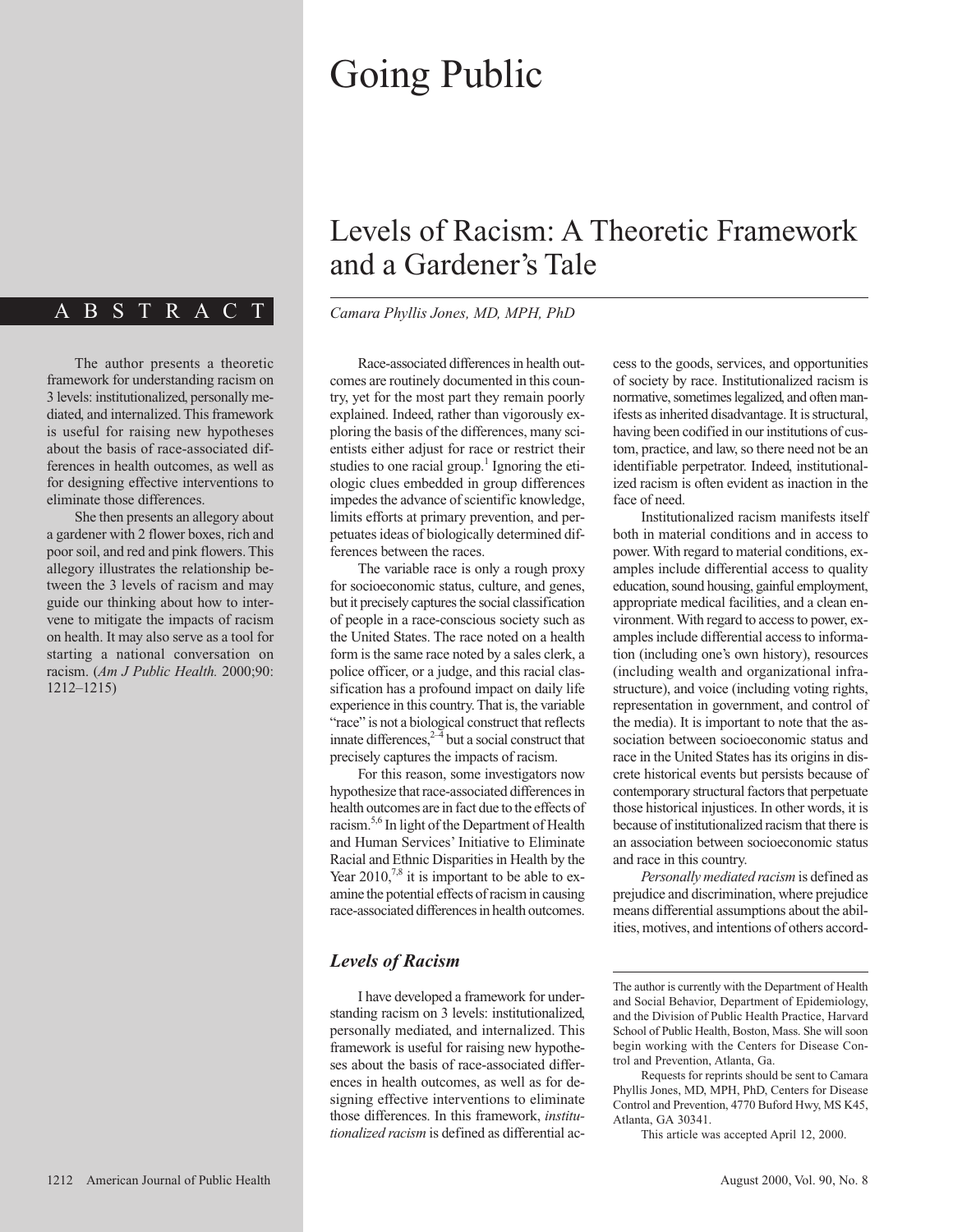# Going Public

## Levels of Racism: A Theoretic Framework and a Gardener's Tale

*Camara Phyllis Jones, MD, MPH, PhD*

### ABSTRACT

The author presents a theoretic framework for understanding racism on 3 levels: institutionalized, personally mediated, and internalized. This framework is useful for raising new hypotheses about the basis of race-associated differences in health outcomes, as well as for designing effective interventions to eliminate those differences.

She then presents an allegory about a gardener with 2 flower boxes, rich and poor soil, and red and pink flowers. This allegory illustrates the relationship between the 3 levels of racism and may guide our thinking about how to intervene to mitigate the impacts of racism on health. It may also serve as a tool for starting a national conversation on racism. (*Am J Public Health.* 2000;90:1212–1215)

Race-associated differences in health outcomes are routinely documented in this country, yet for the most part they remain poorly explained. Indeed, rather than vigorously exploring the basis of the differences, many scientists either adjust for race or restrict their studies to one racial group.[1] Ignoring the etiologic clues embedded in group differences impedes the advance of scientific knowledge, limits efforts at primary prevention, and perpetuates ideas of biologically determined differences between the races.

The variable race is only a rough proxy for socioeconomic status, culture, and genes, but it precisely captures the social classification of people in a race-conscious society such as the United States. The race noted on a health form is the same race noted by a sales clerk, a police officer, or a judge, and this racial classification has a profound impact on daily life experience in this country. That is, the variable "race" is not a biological construct that reflects innate differences,[2–4] but a social construct that precisely captures the impacts of racism.

For this reason, some investigators now hypothesize that race-associated differences in health outcomes are in fact due to the effects of racism.[5,6] In light of the Department of Health and Human Services' Initiative to Eliminate Racial and Ethnic Disparities in Health by the Year 2010,[7,8] it is important to be able to examine the potential effects of racism in causing race-associated differences in health outcomes.

### Levels of Racism

I have developed a framework for understanding racism on 3 levels: institutionalized, personally mediated, and internalized. This framework is useful for raising new hypotheses about the basis of race-associated differences in health outcomes, as well as for designing effective interventions to eliminate those differences. In this framework, *institutionalized racism* is defined as differential access to the goods, services, and opportunities of society by race. Institutionalized racism is normative, sometimes legalized, and often manifests as inherited disadvantage. It is structural, having been codified in our institutions of custom, practice, and law, so there need not be an identifiable perpetrator. Indeed, institutionalized racism is often evident as inaction in the face of need.

Institutionalized racism manifests itself both in material conditions and in access to power. With regard to material conditions, examples include differential access to quality education, sound housing, gainful employment, appropriate medical facilities, and a clean environment. With regard to access to power, examples include differential access to information (including one's own history), resources (including wealth and organizational infrastructure), and voice (including voting rights, representation in government, and control of the media). It is important to note that the association between socioeconomic status and race in the United States has its origins in discrete historical events but persists because of contemporary structural factors that perpetuate those historical injustices. In other words, it is because of institutionalized racism that there is an association between socioeconomic status and race in this country.

*Personally mediated racism* is defined as prejudice and discrimination, where prejudice means differential assumptions about the abilities, motives, and intentions of others accord-

---

The author is currently with the Department of Health and Social Behavior, Department of Epidemiology, and the Division of Public Health Practice, Harvard School of Public Health, Boston, Mass. She will soon begin working with the Centers for Disease Control and Prevention, Atlanta, Ga.

Requests for reprints should be sent to Camara Phyllis Jones, MD, MPH, PhD, Centers for Disease Control and Prevention, 4770 Buford Hwy, MS K45, Atlanta, GA 30341.

This article was accepted April 12, 2000.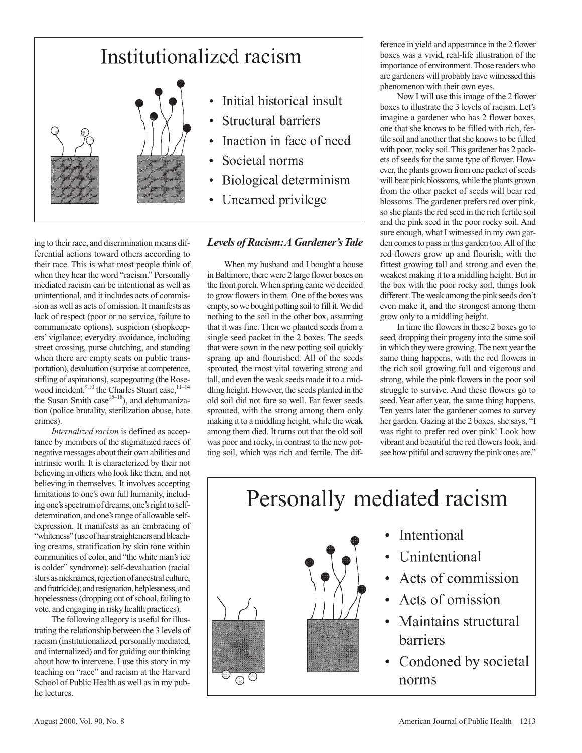# Institutionalized racism

- Initial historical insult
- Structural barriers
- Inaction in face of need
- Societal norms
- Biological determinism
- Unearned privilege

ing to their race, and discrimination means differential actions toward others according to their race. This is what most people think of when they hear the word "racism." Personally mediated racism can be intentional as well as unintentional, and it includes acts of commission as well as acts of omission. It manifests as lack of respect (poor or no service, failure to communicate options), suspicion (shopkeepers' vigilance; everyday avoidance, including street crossing, purse clutching, and standing when there are empty seats on public transportation), devaluation (surprise at competence, stifling of aspirations), scapegoating (the Rosewood incident,[9,10] the Charles Stuart case,[11–14] the Susan Smith case[15–18]), and dehumanization (police brutality, sterilization abuse, hate crimes).

*Internalized racism* is defined as acceptance by members of the stigmatized races of negative messages about their own abilities and intrinsic worth. It is characterized by their not believing in others who look like them, and not believing in themselves. It involves accepting limitations to one's own full humanity, including one's spectrum of dreams, one's right to self-determination, and one's range of allowable self-expression. It manifests as an embracing of "whiteness" (use of hair straighteners and bleaching creams, stratification by skin tone within communities of color, and "the white man's ice is colder" syndrome); self-devaluation (racial slurs as nicknames, rejection of ancestral culture, and fratricide); and resignation, helplessness, and hopelessness (dropping out of school, failing to vote, and engaging in risky health practices).

The following allegory is useful for illustrating the relationship between the 3 levels of racism (institutionalized, personally mediated, and internalized) and for guiding our thinking about how to intervene. I use this story in my teaching on "race" and racism at the Harvard School of Public Health as well as in my public lectures.

### *Levels of Racism: A Gardener's Tale*

When my husband and I bought a house in Baltimore, there were 2 large flower boxes on the front porch. When spring came we decided to grow flowers in them. One of the boxes was empty, so we bought potting soil to fill it. We did nothing to the soil in the other box, assuming that it was fine. Then we planted seeds from a single seed packet in the 2 boxes. The seeds that were sown in the new potting soil quickly sprang up and flourished. All of the seeds sprouted, the most vital towering strong and tall, and even the weak seeds made it to a middling height. However, the seeds planted in the old soil did not fare so well. Far fewer seeds sprouted, with the strong among them only making it to a middling height, while the weak among them died. It turns out that the old soil was poor and rocky, in contrast to the new potting soil, which was rich and fertile. The difference in yield and appearance in the 2 flower boxes was a vivid, real-life illustration of the importance of environment. Those readers who are gardeners will probably have witnessed this phenomenon with their own eyes.

Now I will use this image of the 2 flower boxes to illustrate the 3 levels of racism. Let's imagine a gardener who has 2 flower boxes, one that she knows to be filled with rich, fertile soil and another that she knows to be filled with poor, rocky soil. This gardener has 2 packets of seeds for the same type of flower. However, the plants grown from one packet of seeds will bear pink blossoms, while the plants grown from the other packet of seeds will bear red blossoms. The gardener prefers red over pink, so she plants the red seed in the rich fertile soil and the pink seed in the poor rocky soil. And sure enough, what I witnessed in my own garden comes to pass in this garden too. All of the red flowers grow up and flourish, with the fittest growing tall and strong and even the weakest making it to a middling height. But in the box with the poor rocky soil, things look different. The weak among the pink seeds don't even make it, and the strongest among them grow only to a middling height.

In time the flowers in these 2 boxes go to seed, dropping their progeny into the same soil in which they were growing. The next year the same thing happens, with the red flowers in the rich soil growing full and vigorous and strong, while the pink flowers in the poor soil struggle to survive. And these flowers go to seed. Year after year, the same thing happens. Ten years later the gardener comes to survey her garden. Gazing at the 2 boxes, she says, "I was right to prefer red over pink! Look how vibrant and beautiful the red flowers look, and see how pitiful and scrawny the pink ones are."

# Personally mediated racism

- Intentional
- Unintentional
- Acts of commission
- Acts of omission
- Maintains structural barriers
- Condoned by societal norms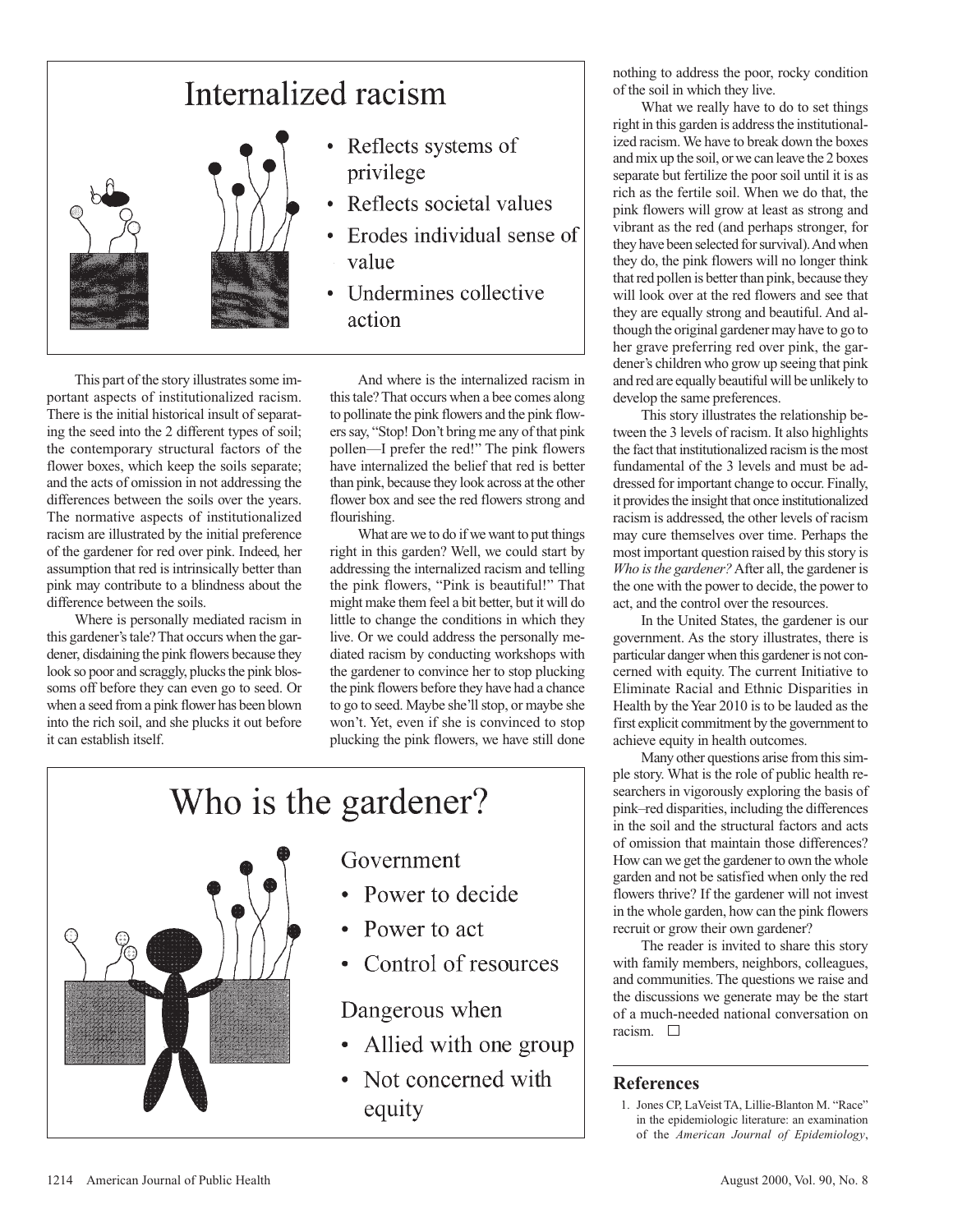Internalized racism

- Reflects systems of privilege
- Reflects societal values
- Erodes individual sense of value
- Undermines collective action

This part of the story illustrates some important aspects of institutionalized racism. There is the initial historical insult of separating the seed into the 2 different types of soil; the contemporary structural factors of the flower boxes, which keep the soils separate; and the acts of omission in not addressing the differences between the soils over the years. The normative aspects of institutionalized racism are illustrated by the initial preference of the gardener for red over pink. Indeed, her assumption that red is intrinsically better than pink may contribute to a blindness about the difference between the soils.

Where is personally mediated racism in this gardener's tale? That occurs when the gardener, disdaining the pink flowers because they look so poor and scraggly, plucks the pink blossoms off before they can even go to seed. Or when a seed from a pink flower has been blown into the rich soil, and she plucks it out before it can establish itself.

And where is the internalized racism in this tale? That occurs when a bee comes along to pollinate the pink flowers and the pink flowers say, "Stop! Don't bring me any of that pink pollen—I prefer the red!" The pink flowers have internalized the belief that red is better than pink, because they look across at the other flower box and see the red flowers strong and flourishing.

What are we to do if we want to put things right in this garden? Well, we could start by addressing the internalized racism and telling the pink flowers, "Pink is beautiful!" That might make them feel a bit better, but it will do little to change the conditions in which they live. Or we could address the personally mediated racism by conducting workshops with the gardener to convince her to stop plucking the pink flowers before they have had a chance to go to seed. Maybe she'll stop, or maybe she won't. Yet, even if she is convinced to stop plucking the pink flowers, we have still done nothing to address the poor, rocky condition of the soil in which they live.

Who is the gardener?

Government

- Power to decide
- Power to act
- Control of resources

Dangerous when

- Allied with one group
- Not concerned with equity

What we really have to do to set things right in this garden is address the institutionalized racism. We have to break down the boxes and mix up the soil, or we can leave the 2 boxes separate but fertilize the poor soil until it is as rich as the fertile soil. When we do that, the pink flowers will grow at least as strong and vibrant as the red (and perhaps stronger, for they have been selected for survival). And when they do, the pink flowers will no longer think that red pollen is better than pink, because they will look over at the red flowers and see that they are equally strong and beautiful. And although the original gardener may have to go to her grave preferring red over pink, the gardener's children who grow up seeing that pink and red are equally beautiful will be unlikely to develop the same preferences.

This story illustrates the relationship between the 3 levels of racism. It also highlights the fact that institutionalized racism is the most fundamental of the 3 levels and must be addressed for important change to occur. Finally, it provides the insight that once institutionalized racism is addressed, the other levels of racism may cure themselves over time. Perhaps the most important question raised by this story is *Who is the gardener?* After all, the gardener is the one with the power to decide, the power to act, and the control over the resources.

In the United States, the gardener is our government. As the story illustrates, there is particular danger when this gardener is not concerned with equity. The current Initiative to Eliminate Racial and Ethnic Disparities in Health by the Year 2010 is to be lauded as the first explicit commitment by the government to achieve equity in health outcomes.

Many other questions arise from this simple story. What is the role of public health researchers in vigorously exploring the basis of pink–red disparities, including the differences in the soil and the structural factors and acts of omission that maintain those differences? How can we get the gardener to own the whole garden and not be satisfied when only the red flowers thrive? If the gardener will not invest in the whole garden, how can the pink flowers recruit or grow their own gardener?

The reader is invited to share this story with family members, neighbors, colleagues, and communities. The questions we raise and the discussions we generate may be the start of a much-needed national conversation on racism. □

## References

1. Jones CP, LaVeist TA, Lillie-Blanton M. "Race" in the epidemiologic literature: an examination of the *American Journal of Epidemiology*,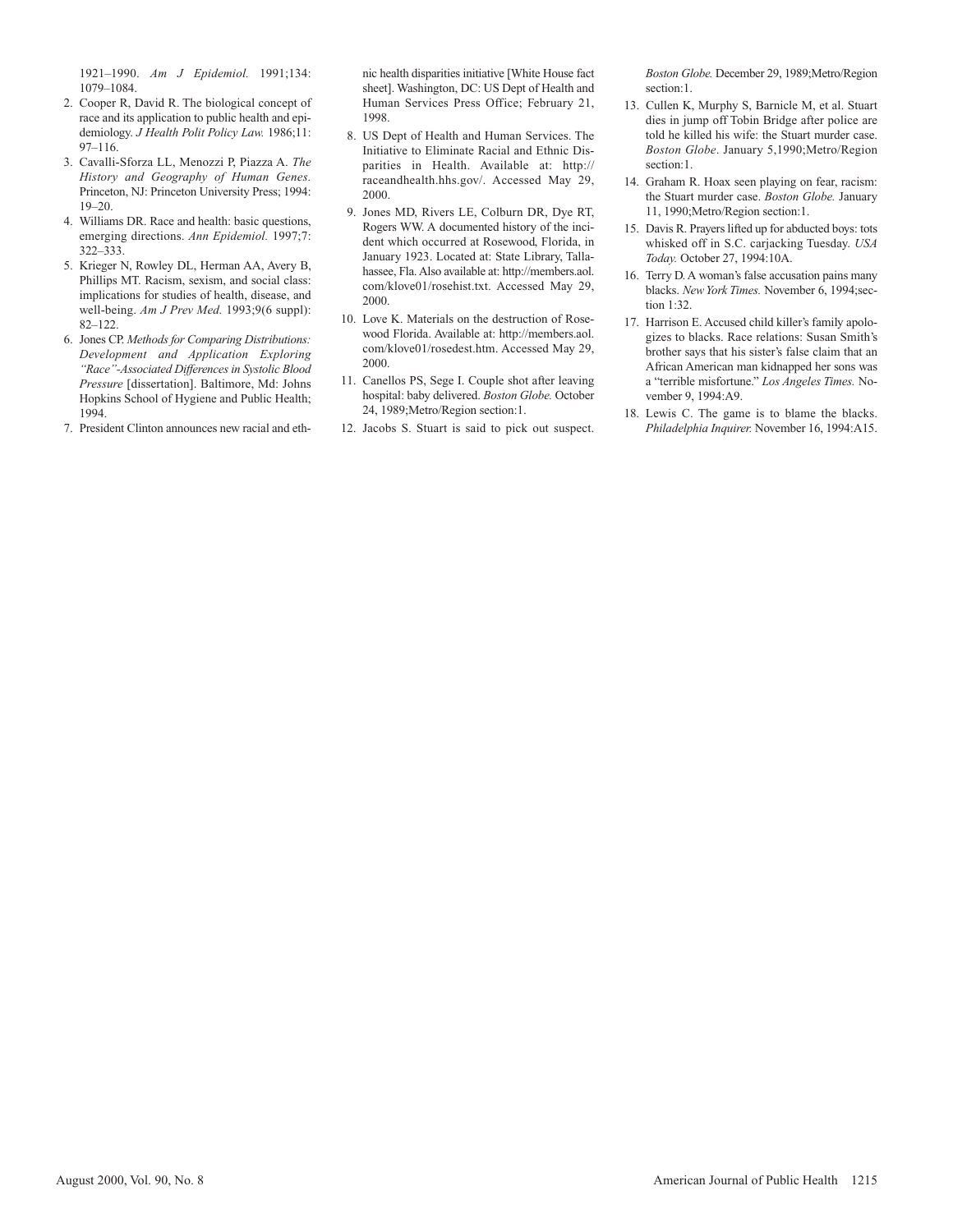1921–1990. *Am J Epidemiol.* 1991;134: 1079–1084.

2. Cooper R, David R. The biological concept of race and its application to public health and epidemiology. *J Health Polit Policy Law.* 1986;11: 97–116.
3. Cavalli-Sforza LL, Menozzi P, Piazza A. *The History and Geography of Human Genes.* Princeton, NJ: Princeton University Press; 1994: 19–20.
4. Williams DR. Race and health: basic questions, emerging directions. *Ann Epidemiol.* 1997;7: 322–333.
5. Krieger N, Rowley DL, Herman AA, Avery B, Phillips MT. Racism, sexism, and social class: implications for studies of health, disease, and well-being. *Am J Prev Med.* 1993;9(6 suppl): 82–122.
6. Jones CP. *Methods for Comparing Distributions: Development and Application Exploring "Race"-Associated Differences in Systolic Blood Pressure* [dissertation]. Baltimore, Md: Johns Hopkins School of Hygiene and Public Health; 1994.
7. President Clinton announces new racial and ethnic health disparities initiative [White House fact sheet]. Washington, DC: US Dept of Health and Human Services Press Office; February 21, 1998.
8. US Dept of Health and Human Services. The Initiative to Eliminate Racial and Ethnic Disparities in Health. Available at: http://raceandhealth.hhs.gov/. Accessed May 29, 2000.
9. Jones MD, Rivers LE, Colburn DR, Dye RT, Rogers WW. A documented history of the incident which occurred at Rosewood, Florida, in January 1923. Located at: State Library, Tallahassee, Fla. Also available at: http://members.aol.com/klove01/rosehist.txt. Accessed May 29, 2000.
10. Love K. Materials on the destruction of Rosewood Florida. Available at: http://members.aol.com/klove01/rosedest.htm. Accessed May 29, 2000.
11. Canellos PS, Sege I. Couple shot after leaving hospital: baby delivered. *Boston Globe.* October 24, 1989;Metro/Region section:1.
12. Jacobs S. Stuart is said to pick out suspect. *Boston Globe.* December 29, 1989;Metro/Region section:1.
13. Cullen K, Murphy S, Barnicle M, et al. Stuart dies in jump off Tobin Bridge after police are told he killed his wife: the Stuart murder case. *Boston Globe*. January 5,1990;Metro/Region section:1.
14. Graham R. Hoax seen playing on fear, racism: the Stuart murder case. *Boston Globe.* January 11, 1990;Metro/Region section:1.
15. Davis R. Prayers lifted up for abducted boys: tots whisked off in S.C. carjacking Tuesday. *USA Today.* October 27, 1994:10A.
16. Terry D. A woman's false accusation pains many blacks. *New York Times.* November 6, 1994;section 1:32.
17. Harrison E. Accused child killer's family apologizes to blacks. Race relations: Susan Smith's brother says that his sister's false claim that an African American man kidnapped her sons was a "terrible misfortune." *Los Angeles Times.* November 9, 1994:A9.
18. Lewis C. The game is to blame the blacks. *Philadelphia Inquirer.* November 16, 1994:A15.